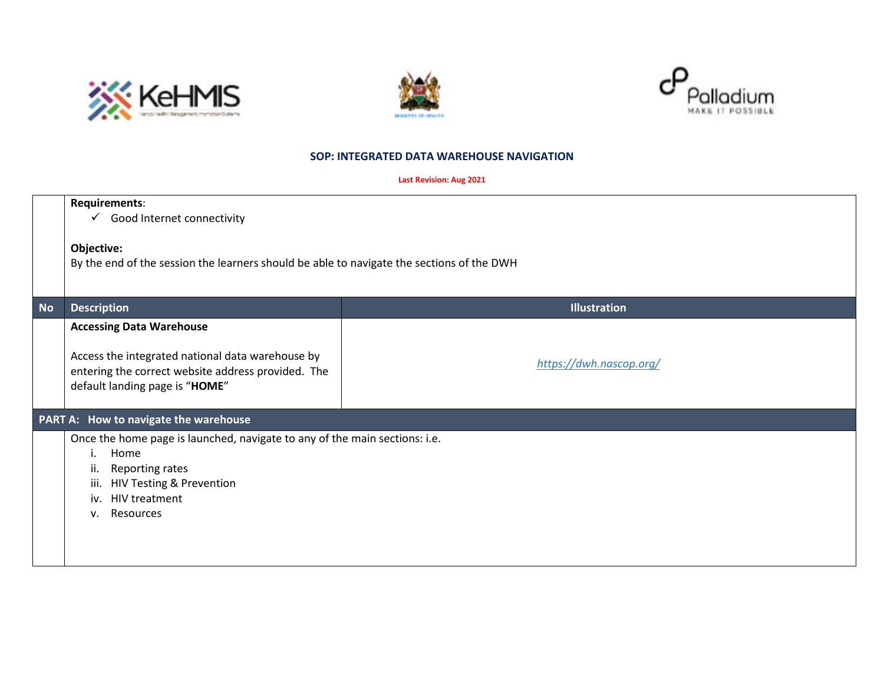## SOP: INTEGRATED DATA WAREHOUSE NAVIGATION

**Last Revision: Aug 2021**

**Requirements**:

- ✓ Good Internet connectivity

**Objective:**
By the end of the session the learners should be able to navigate the sections of the DWH

| No | Description | Illustration |
|---|---|---|
| | **Accessing Data Warehouse**<br><br>Access the integrated national data warehouse by entering the correct website address provided. The default landing page is "**HOME**" | *https://dwh.nascop.org/* |

**PART A: How to navigate the warehouse**

Once the home page is launched, navigate to any of the main sections: i.e.

i. Home
ii. Reporting rates
iii. HIV Testing & Prevention
iv. HIV treatment
v. Resources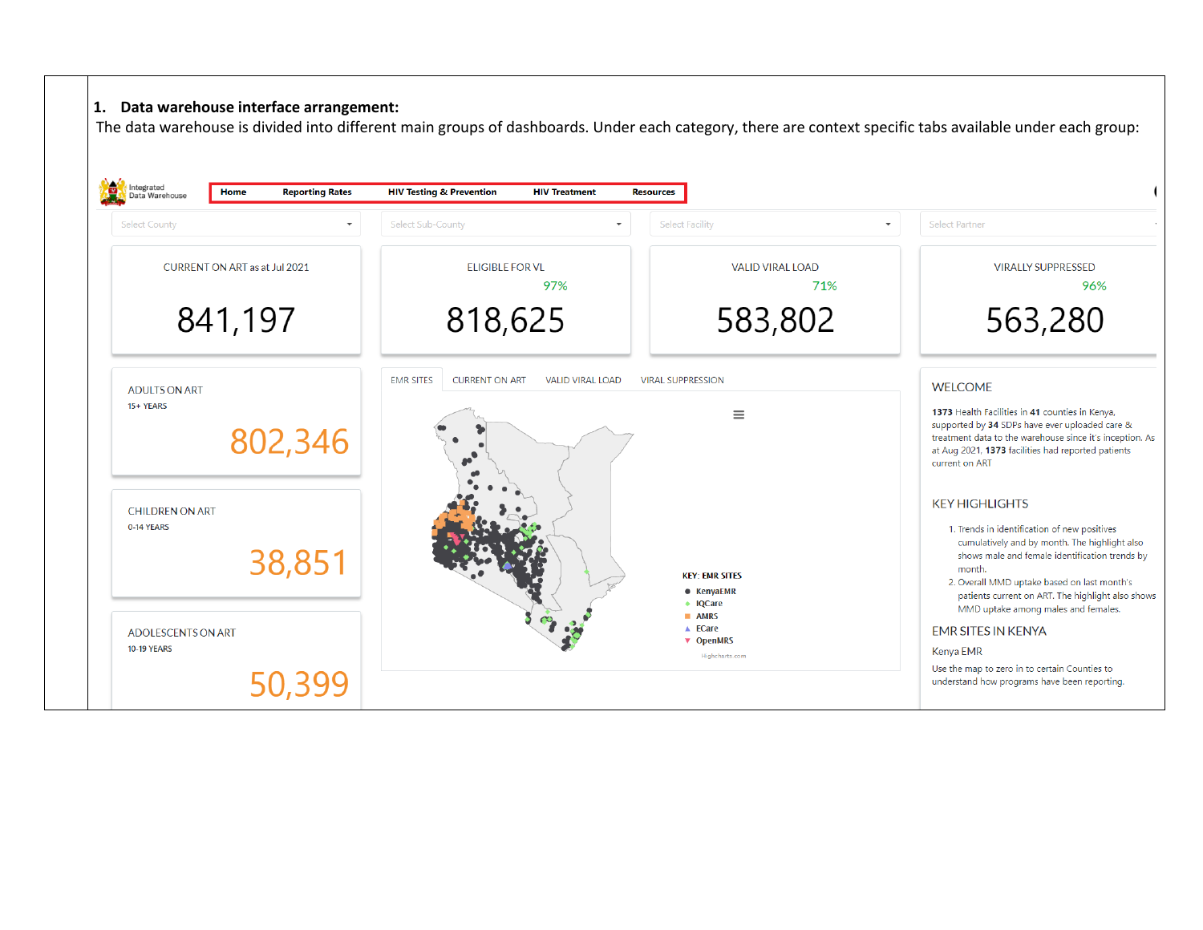1. **Data warehouse interface arrangement:**

The data warehouse is divided into different main groups of dashboards. Under each category, there are context specific tabs available under each group: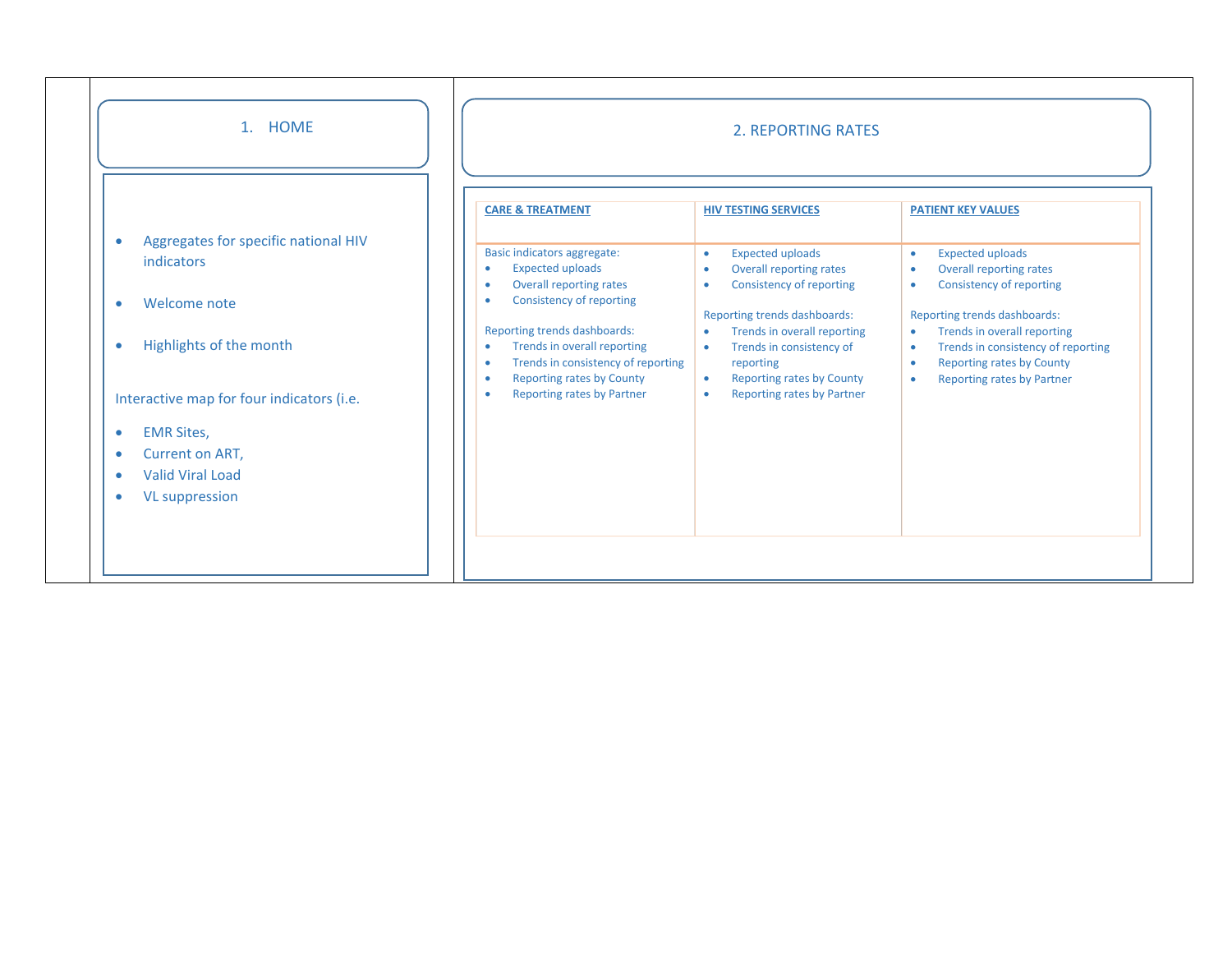## 1. HOME

- Aggregates for specific national HIV indicators
- Welcome note
- Highlights of the month

Interactive map for four indicators (i.e.

- EMR Sites,
- Current on ART,
- Valid Viral Load
- VL suppression

## 2. REPORTING RATES

| CARE & TREATMENT | HIV TESTING SERVICES | PATIENT KEY VALUES |
|---|---|---|
| Basic indicators aggregate:<br>• Expected uploads<br>• Overall reporting rates<br>• Consistency of reporting<br><br>Reporting trends dashboards:<br>• Trends in overall reporting<br>• Trends in consistency of reporting<br>• Reporting rates by County<br>• Reporting rates by Partner | • Expected uploads<br>• Overall reporting rates<br>• Consistency of reporting<br><br>Reporting trends dashboards:<br>• Trends in overall reporting<br>• Trends in consistency of reporting<br>• Reporting rates by County<br>• Reporting rates by Partner | • Expected uploads<br>• Overall reporting rates<br>• Consistency of reporting<br><br>Reporting trends dashboards:<br>• Trends in overall reporting<br>• Trends in consistency of reporting<br>• Reporting rates by County<br>• Reporting rates by Partner |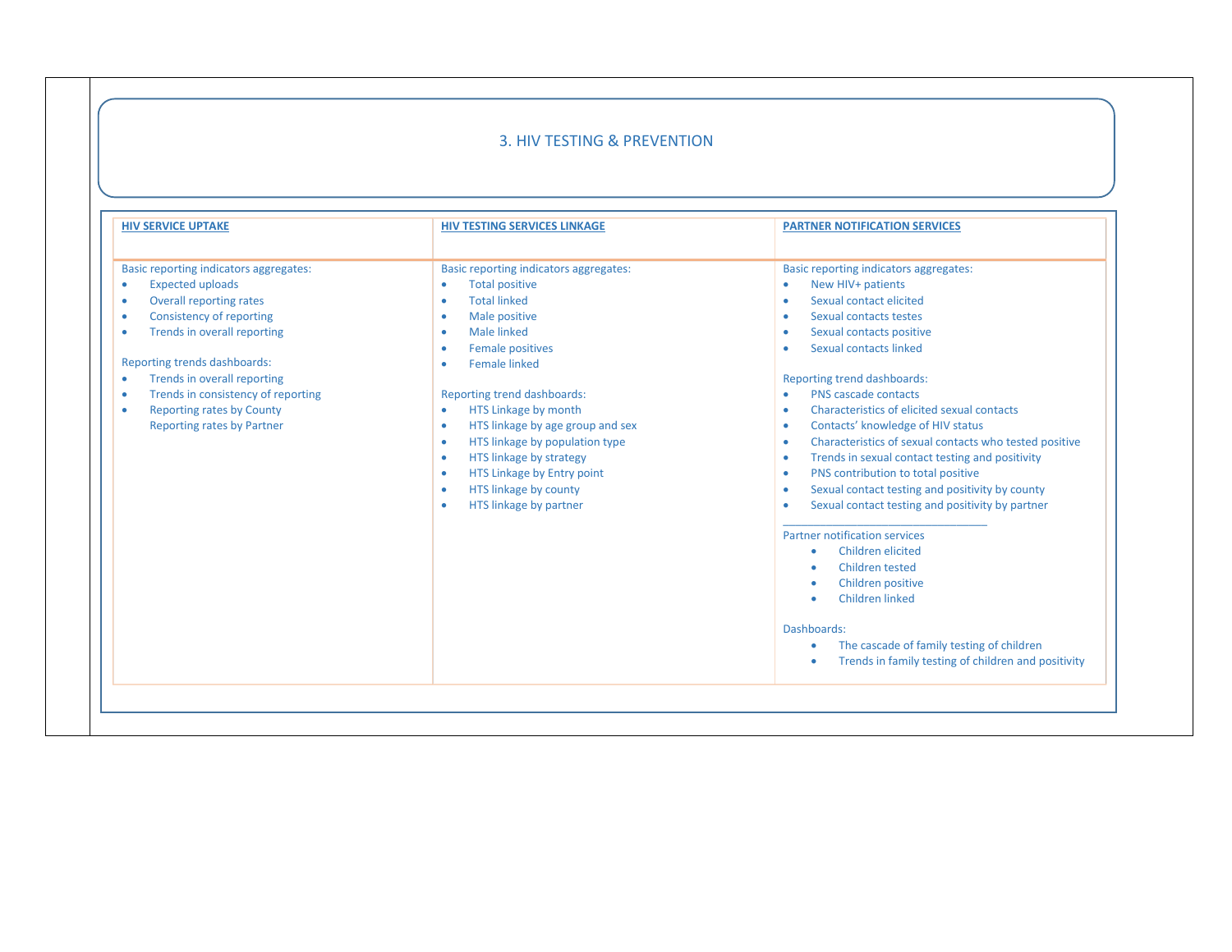## 3. HIV TESTING & PREVENTION

| HIV SERVICE UPTAKE | HIV TESTING SERVICES LINKAGE | PARTNER NOTIFICATION SERVICES |
|---|---|---|
| Basic reporting indicators aggregates:<br>• Expected uploads<br>• Overall reporting rates<br>• Consistency of reporting<br>• Trends in overall reporting<br><br>Reporting trends dashboards:<br>• Trends in overall reporting<br>• Trends in consistency of reporting<br>• Reporting rates by County<br>Reporting rates by Partner | Basic reporting indicators aggregates:<br>• Total positive<br>• Total linked<br>• Male positive<br>• Male linked<br>• Female positives<br>• Female linked<br><br>Reporting trend dashboards:<br>• HTS Linkage by month<br>• HTS linkage by age group and sex<br>• HTS linkage by population type<br>• HTS linkage by strategy<br>• HTS Linkage by Entry point<br>• HTS linkage by county<br>• HTS linkage by partner | Basic reporting indicators aggregates:<br>• New HIV+ patients<br>• Sexual contact elicited<br>• Sexual contacts testes<br>• Sexual contacts positive<br>• Sexual contacts linked<br><br>Reporting trend dashboards:<br>• PNS cascade contacts<br>• Characteristics of elicited sexual contacts<br>• Contacts' knowledge of HIV status<br>• Characteristics of sexual contacts who tested positive<br>• Trends in sexual contact testing and positivity<br>• PNS contribution to total positive<br>• Sexual contact testing and positivity by county<br>• Sexual contact testing and positivity by partner<br>________________________________<br>Partner notification services<br>• Children elicited<br>• Children tested<br>• Children positive<br>• Children linked<br><br>Dashboards:<br>• The cascade of family testing of children<br>• Trends in family testing of children and positivity |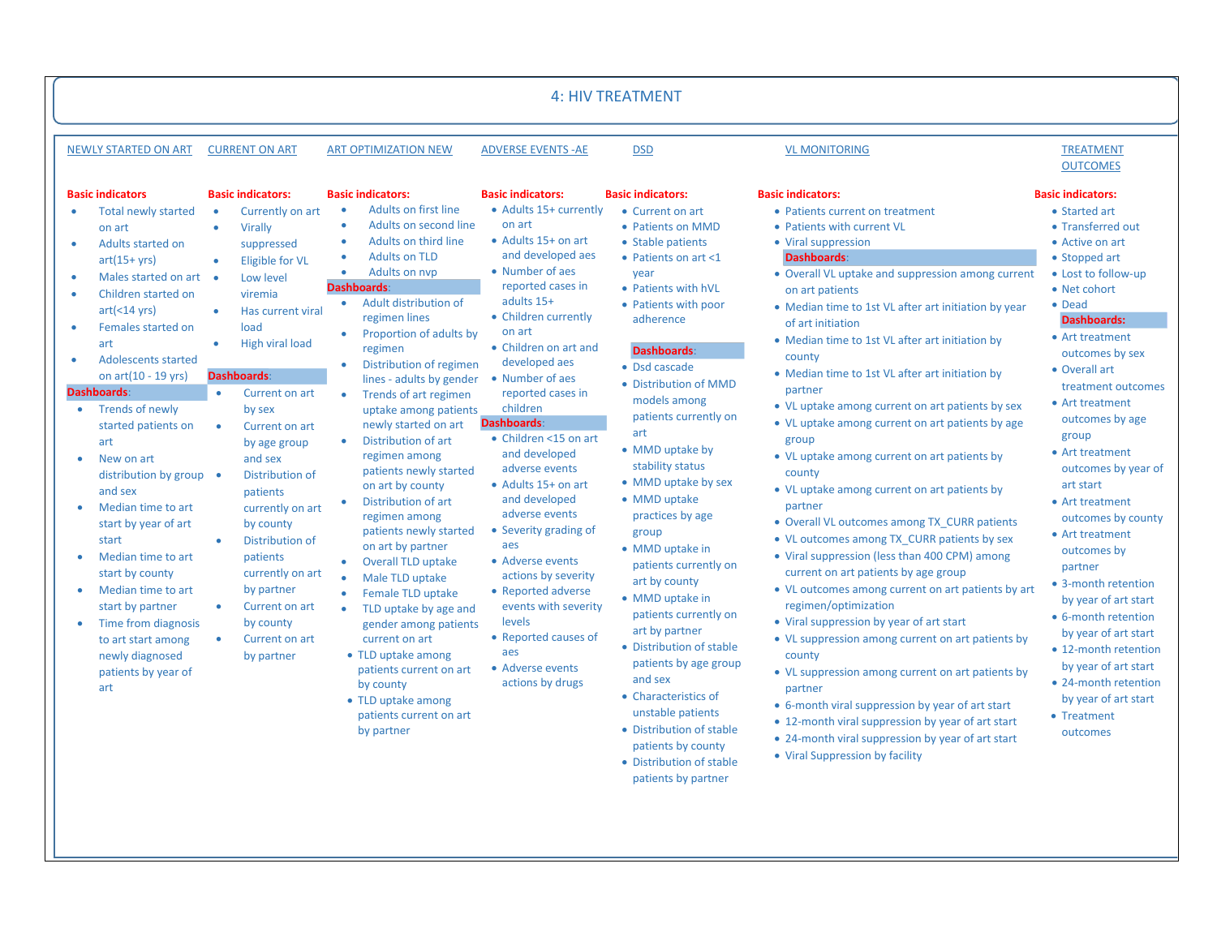# 4: HIV TREATMENT

## NEWLY STARTED ON ART

**Basic indicators**

- Total newly started on art
- Adults started on art(15+ yrs)
- Males started on art
- Children started on art(<14 yrs)
- Females started on art
- Adolescents started on art(10 - 19 yrs)

**Dashboards**:

- Trends of newly started patients on art
- New on art distribution by group and sex
- Median time to art start by year of art start
- Median time to art start by county
- Median time to art start by partner
- Time from diagnosis to art start among newly diagnosed patients by year of art

## CURRENT ON ART

**Basic indicators:**

- Currently on art
- Virally suppressed
- Eligible for VL
- Low level viremia
- Has current viral load
- High viral load

**Dashboards**:

- Current on art by sex
- Current on art by age group and sex
- Distribution of patients currently on art by county
- Distribution of patients currently on art by partner
- Current on art by county
- Current on art by partner

## ART OPTIMIZATION NEW

**Basic indicators:**

- Adults on first line
- Adults on second line
- Adults on third line
- Adults on TLD
- Adults on nvp

**Dashboards**:

- Adult distribution of regimen lines
- Proportion of adults by regimen
- Distribution of regimen lines - adults by gender
- Trends of art regimen uptake among patients newly started on art
- Distribution of art regimen among patients newly started on art by county
- Distribution of art regimen among patients newly started on art by partner
- Overall TLD uptake
- Male TLD uptake
- Female TLD uptake
- TLD uptake by age and gender among patients current on art
- TLD uptake among patients current on art by county
- TLD uptake among patients current on art by partner

## ADVERSE EVENTS -AE

**Basic indicators:**

- Adults 15+ currently on art
- Adults 15+ on art and developed aes
- Number of aes reported cases in adults 15+
- Children currently on art
- Children on art and developed aes
- Number of aes reported cases in children

**Dashboards**:

- Children <15 on art and developed adverse events
- Adults 15+ on art and developed adverse events
- Severity grading of aes
- Adverse events actions by severity
- Reported adverse events with severity levels
- Reported causes of aes
- Adverse events actions by drugs

## DSD

**Basic indicators:**

- Current on art
- Patients on MMD
- Stable patients
- Patients on art <1 year
- Patients with hVL
- Patients with poor adherence

**Dashboards**:

- Dsd cascade
- Distribution of MMD models among patients currently on art
- MMD uptake by stability status
- MMD uptake by sex
- MMD uptake practices by age group
- MMD uptake in patients currently on art by county
- MMD uptake in patients currently on art by partner
- Distribution of stable patients by age group and sex
- Characteristics of unstable patients
- Distribution of stable patients by county
- Distribution of stable patients by partner

## VL MONITORING

**Basic indicators:**

- Patients current on treatment
- Patients with current VL
- Viral suppression

**Dashboards**:

- Overall VL uptake and suppression among current on art patients
- Median time to 1st VL after art initiation by year of art initiation
- Median time to 1st VL after art initiation by county
- Median time to 1st VL after art initiation by partner
- VL uptake among current on art patients by sex
- VL uptake among current on art patients by age group
- VL uptake among current on art patients by county
- VL uptake among current on art patients by partner
- Overall VL outcomes among TX_CURR patients
- VL outcomes among TX_CURR patients by sex
- Viral suppression (less than 400 CPM) among current on art patients by age group
- VL outcomes among current on art patients by art regimen/optimization
- Viral suppression by year of art start
- VL suppression among current on art patients by county
- VL suppression among current on art patients by partner
- 6-month viral suppression by year of art start
- 12-month viral suppression by year of art start
- 24-month viral suppression by year of art start
- Viral Suppression by facility

## TREATMENT OUTCOMES

**Basic indicators:**

- Started art
- Transferred out
- Active on art
- Stopped art
- Lost to follow-up
- Net cohort
- Dead

**Dashboards:**

- Art treatment outcomes by sex
- Overall art treatment outcomes
- Art treatment outcomes by age group
- Art treatment outcomes by year of art start
- Art treatment outcomes by county
- Art treatment outcomes by partner
- 3-month retention by year of art start
- 6-month retention by year of art start
- 12-month retention by year of art start
- 24-month retention by year of art start
- Treatment outcomes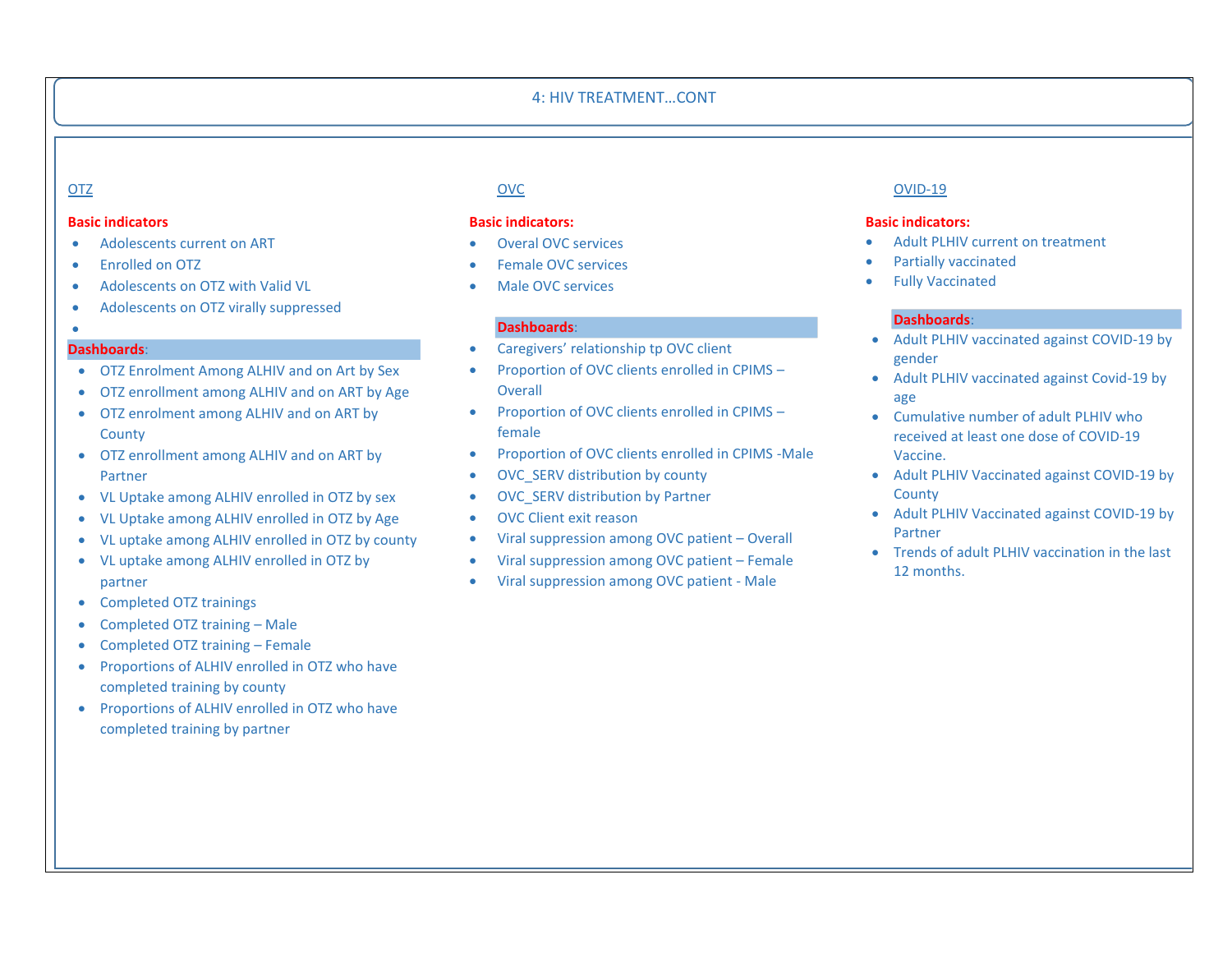## 4: HIV TREATMENT…CONT

### OTZ

**Basic indicators**

- Adolescents current on ART
- Enrolled on OTZ
- Adolescents on OTZ with Valid VL
- Adolescents on OTZ virally suppressed
- 

**Dashboards**:

- OTZ Enrolment Among ALHIV and on Art by Sex
- OTZ enrollment among ALHIV and on ART by Age
- OTZ enrolment among ALHIV and on ART by County
- OTZ enrollment among ALHIV and on ART by Partner
- VL Uptake among ALHIV enrolled in OTZ by sex
- VL Uptake among ALHIV enrolled in OTZ by Age
- VL uptake among ALHIV enrolled in OTZ by county
- VL uptake among ALHIV enrolled in OTZ by partner
- Completed OTZ trainings
- Completed OTZ training – Male
- Completed OTZ training – Female
- Proportions of ALHIV enrolled in OTZ who have completed training by county
- Proportions of ALHIV enrolled in OTZ who have completed training by partner

### OVC

**Basic indicators:**

- Overal OVC services
- Female OVC services
- Male OVC services

**Dashboards**:

- Caregivers' relationship tp OVC client
- Proportion of OVC clients enrolled in CPIMS – Overall
- Proportion of OVC clients enrolled in CPIMS – female
- Proportion of OVC clients enrolled in CPIMS -Male
- OVC_SERV distribution by county
- OVC_SERV distribution by Partner
- OVC Client exit reason
- Viral suppression among OVC patient – Overall
- Viral suppression among OVC patient – Female
- Viral suppression among OVC patient - Male

### OVID-19

**Basic indicators:**

- Adult PLHIV current on treatment
- Partially vaccinated
- Fully Vaccinated

**Dashboards**:

- Adult PLHIV vaccinated against COVID-19 by gender
- Adult PLHIV vaccinated against Covid-19 by age
- Cumulative number of adult PLHIV who received at least one dose of COVID-19 Vaccine.
- Adult PLHIV Vaccinated against COVID-19 by County
- Adult PLHIV Vaccinated against COVID-19 by Partner
- Trends of adult PLHIV vaccination in the last 12 months.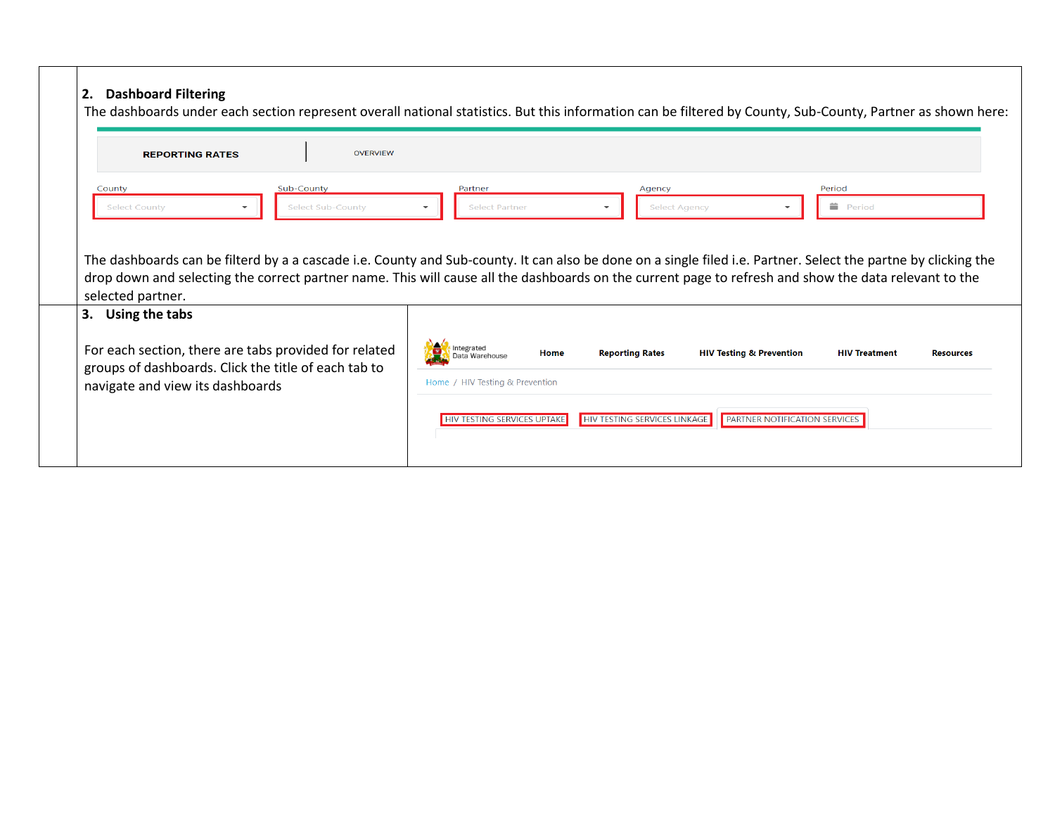## 2. Dashboard Filtering

The dashboards under each section represent overall national statistics. But this information can be filtered by County, Sub-County, Partner as shown here:

REPORTING RATES | OVERVIEW

County: Select County | Sub-County: Select Sub-County | Partner: Select Partner | Agency: Select Agency | Period: Period

The dashboards can be filterd by a a cascade i.e. County and Sub-county. It can also be done on a single filed i.e. Partner. Select the partne by clicking the drop down and selecting the correct partner name. This will cause all the dashboards on the current page to refresh and show the data relevant to the selected partner.

## 3. Using the tabs

For each section, there are tabs provided for related groups of dashboards. Click the title of each tab to navigate and view its dashboards

Integrated Data Warehouse | Home | Reporting Rates | HIV Testing & Prevention | HIV Treatment | Resources

Home / HIV Testing & Prevention

HIV TESTING SERVICES UPTAKE | HIV TESTING SERVICES LINKAGE | PARTNER NOTIFICATION SERVICES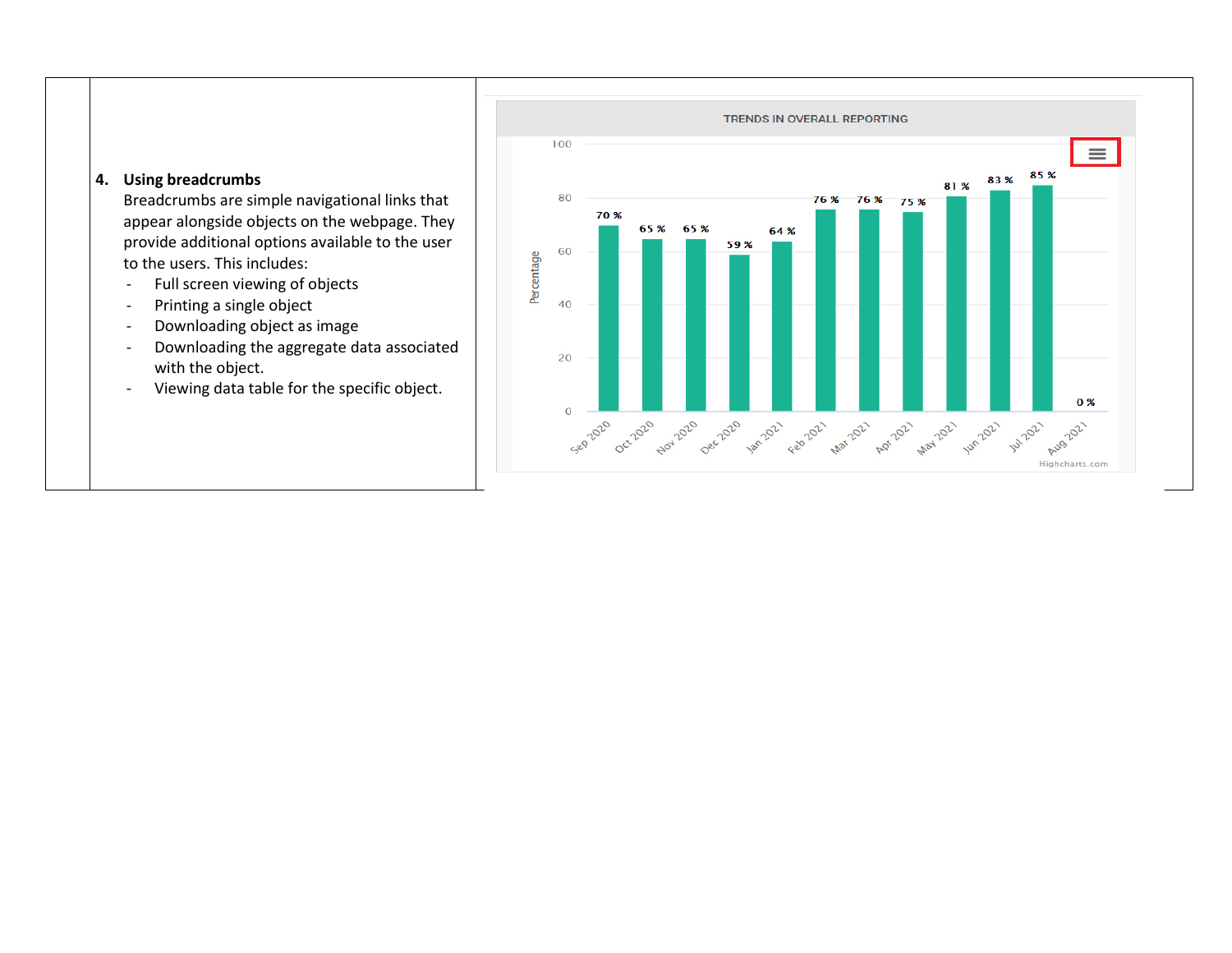**4. Using breadcrumbs**

Breadcrumbs are simple navigational links that appear alongside objects on the webpage. They provide additional options available to the user to the users. This includes:

- Full screen viewing of objects
- Printing a single object
- Downloading object as image
- Downloading the aggregate data associated with the object.
- Viewing data table for the specific object.

TRENDS IN OVERALL REPORTING

| Month | Percentage |
|---|---|
| Sep 2020 | 70 % |
| Oct 2020 | 65 % |
| Nov 2020 | 65 % |
| Dec 2020 | 59 % |
| Jan 2021 | 64 % |
| Feb 2021 | 76 % |
| Mar 2021 | 76 % |
| Apr 2021 | 75 % |
| May 2021 | 81 % |
| Jun 2021 | 83 % |
| Jul 2021 | 85 % |
| Aug 2021 | 0 % |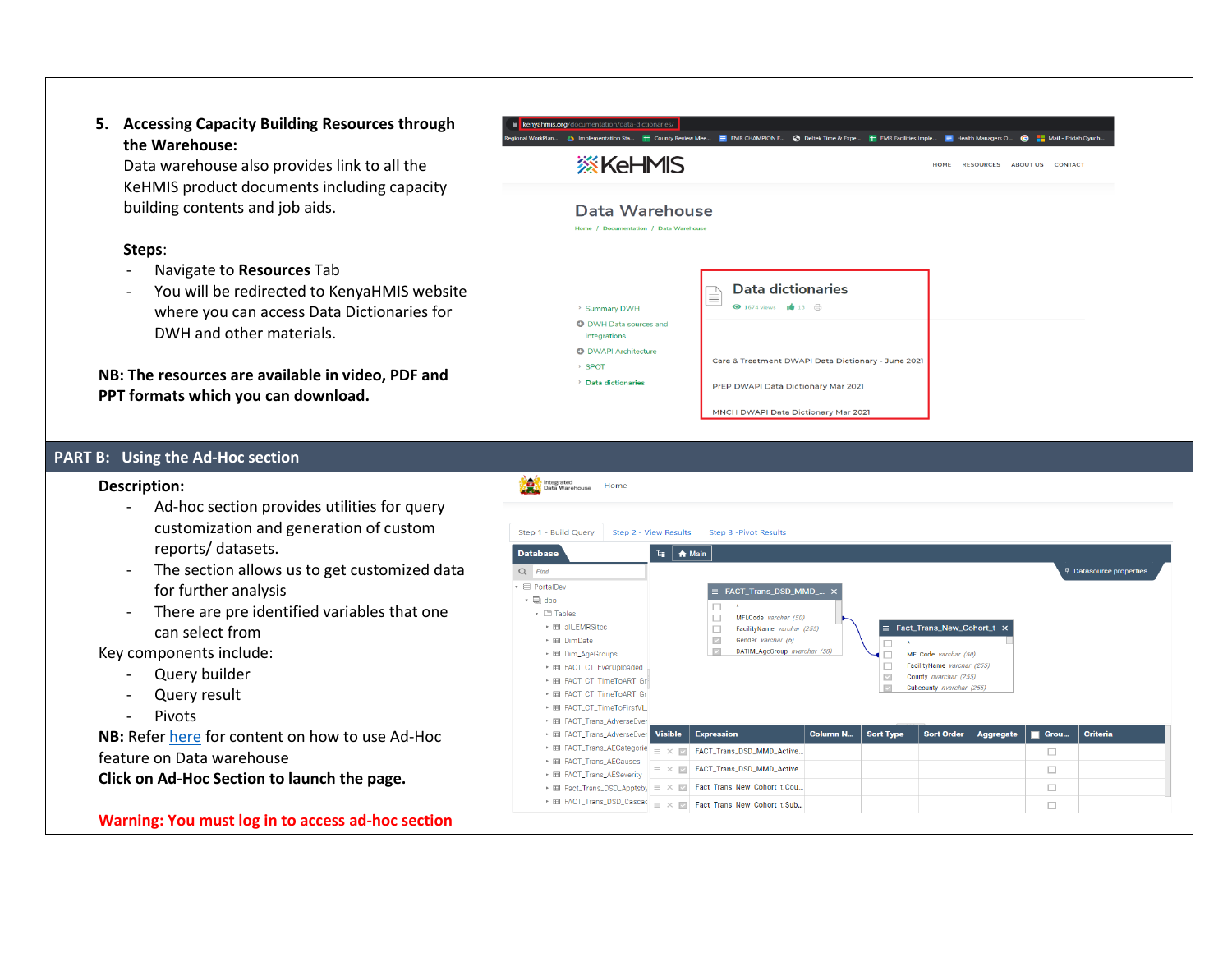**5. Accessing Capacity Building Resources through the Warehouse:**

Data warehouse also provides link to all the KeHMIS product documents including capacity building contents and job aids.

**Steps**:

- Navigate to **Resources** Tab
- You will be redirected to KenyaHMIS website where you can access Data Dictionaries for DWH and other materials.

**NB: The resources are available in video, PDF and PPT formats which you can download.**

## PART B: Using the Ad-Hoc section

**Description:**

- Ad-hoc section provides utilities for query customization and generation of custom reports/ datasets.
- The section allows us to get customized data for further analysis
- There are pre identified variables that one can select from

Key components include:

- Query builder
- Query result
- Pivots

**NB:** Refer here for content on how to use Ad-Hoc feature on Data warehouse

**Click on Ad-Hoc Section to launch the page.**

**Warning: You must log in to access ad-hoc section**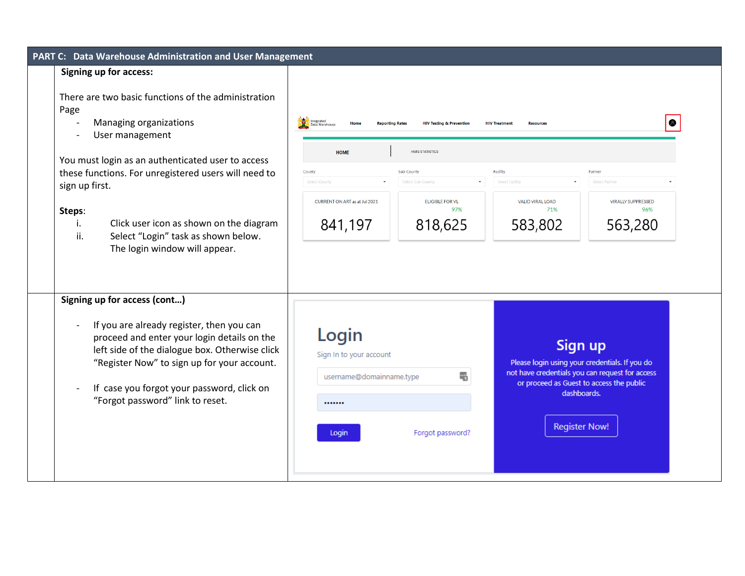## PART C: Data Warehouse Administration and User Management

**Signing up for access:**

There are two basic functions of the administration Page

- Managing organizations
- User management

You must login as an authenticated user to access these functions. For unregistered users will need to sign up first.

**Steps**:

i. Click user icon as shown on the diagram

ii. Select "Login" task as shown below. The login window will appear.

**Signing up for access (cont…)**

- If you are already register, then you can proceed and enter your login details on the left side of the dialogue box. Otherwise click "Register Now" to sign up for your account.
- If case you forgot your password, click on "Forgot password" link to reset.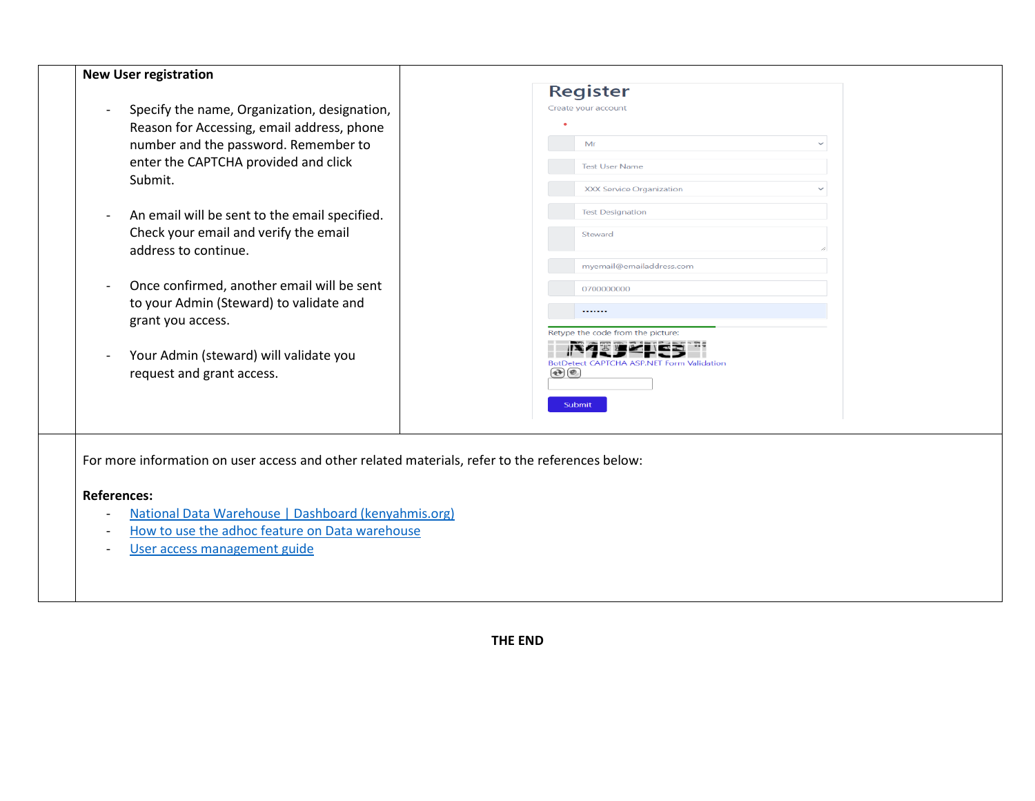**New User registration**

- Specify the name, Organization, designation, Reason for Accessing, email address, phone number and the password. Remember to enter the CAPTCHA provided and click Submit.

- An email will be sent to the email specified. Check your email and verify the email address to continue.

- Once confirmed, another email will be sent to your Admin (Steward) to validate and grant you access.

- Your Admin (steward) will validate you request and grant access.

For more information on user access and other related materials, refer to the references below:

**References:**

- National Data Warehouse | Dashboard (kenyahmis.org)
- How to use the adhoc feature on Data warehouse
- User access management guide

**THE END**